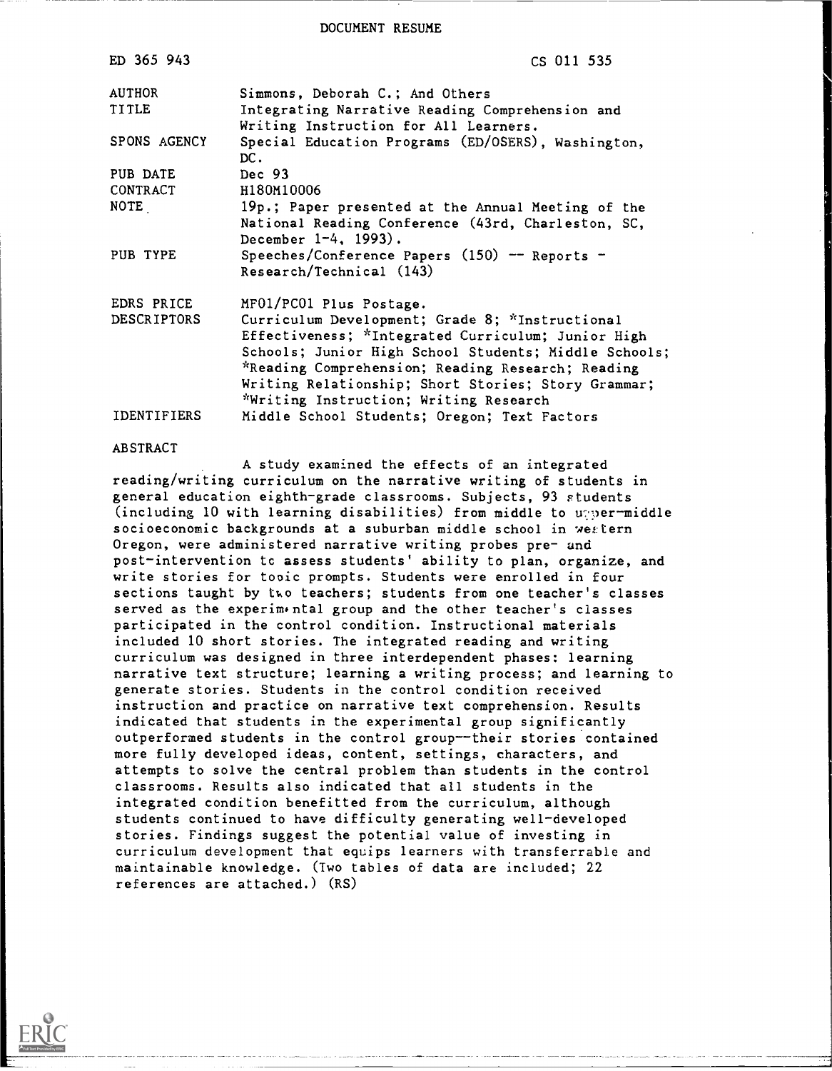DOCUMENT RESUME

| | |
|---|---|
| ED 365 943 | CS 011 535 |
| AUTHOR | Simmons, Deborah C.; And Others |
| TITLE | Integrating Narrative Reading Comprehension and Writing Instruction for All Learners. |
| SPONS AGENCY | Special Education Programs (ED/OSERS), Washington, DC. |
| PUB DATE | Dec 93 |
| CONTRACT | H180M10006 |
| NOTE | 19p.; Paper presented at the Annual Meeting of the National Reading Conference (43rd, Charleston, SC, December 1-4, 1993). |
| PUB TYPE | Speeches/Conference Papers (150) -- Reports - Research/Technical (143) |
| EDRS PRICE | MF01/PC01 Plus Postage. |
| DESCRIPTORS | Curriculum Development; Grade 8; *Instructional Effectiveness; *Integrated Curriculum; Junior High Schools; Junior High School Students; Middle Schools; *Reading Comprehension; Reading Research; Reading Writing Relationship; Short Stories; Story Grammar; *Writing Instruction; Writing Research |
| IDENTIFIERS | Middle School Students; Oregon; Text Factors |

ABSTRACT

A study examined the effects of an integrated reading/writing curriculum on the narrative writing of students in general education eighth-grade classrooms. Subjects, 93 students (including 10 with learning disabilities) from middle to upper-middle socioeconomic backgrounds at a suburban middle school in western Oregon, were administered narrative writing probes pre- and post-intervention to assess students' ability to plan, organize, and write stories for topic prompts. Students were enrolled in four sections taught by two teachers; students from one teacher's classes served as the experimental group and the other teacher's classes participated in the control condition. Instructional materials included 10 short stories. The integrated reading and writing curriculum was designed in three interdependent phases: learning narrative text structure; learning a writing process; and learning to generate stories. Students in the control condition received instruction and practice on narrative text comprehension. Results indicated that students in the experimental group significantly outperformed students in the control group--their stories contained more fully developed ideas, content, settings, characters, and attempts to solve the central problem than students in the control classrooms. Results also indicated that all students in the integrated condition benefitted from the curriculum, although students continued to have difficulty generating well-developed stories. Findings suggest the potential value of investing in curriculum development that equips learners with transferrable and maintainable knowledge. (Two tables of data are included; 22 references are attached.) (RS)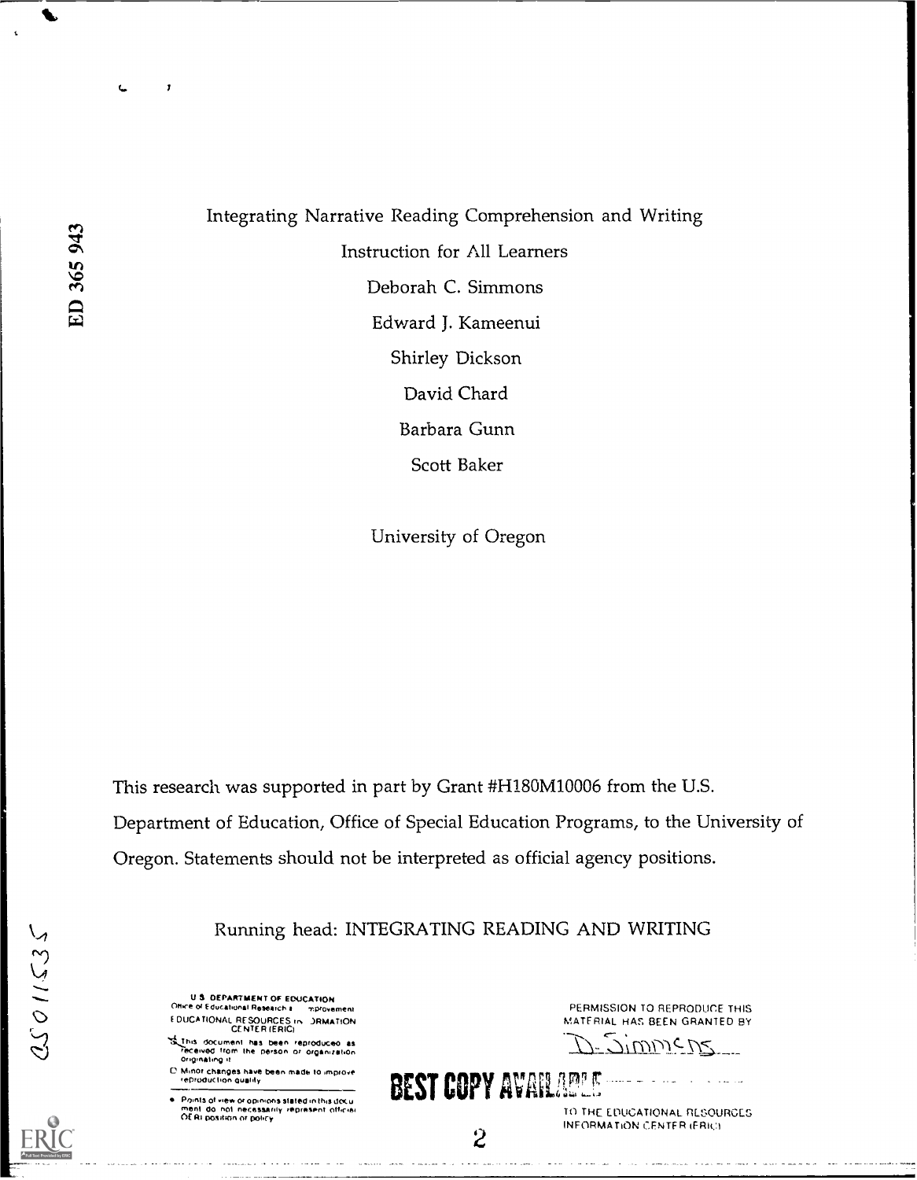Integrating Narrative Reading Comprehension and Writing

Instruction for All Learners

Deborah C. Simmons

Edward J. Kameenui

Shirley Dickson

David Chard

Barbara Gunn

Scott Baker

University of Oregon

This research was supported in part by Grant #H180M10006 from the U.S. Department of Education, Office of Special Education Programs, to the University of Oregon. Statements should not be interpreted as official agency positions.

Running head: INTEGRATING READING AND WRITING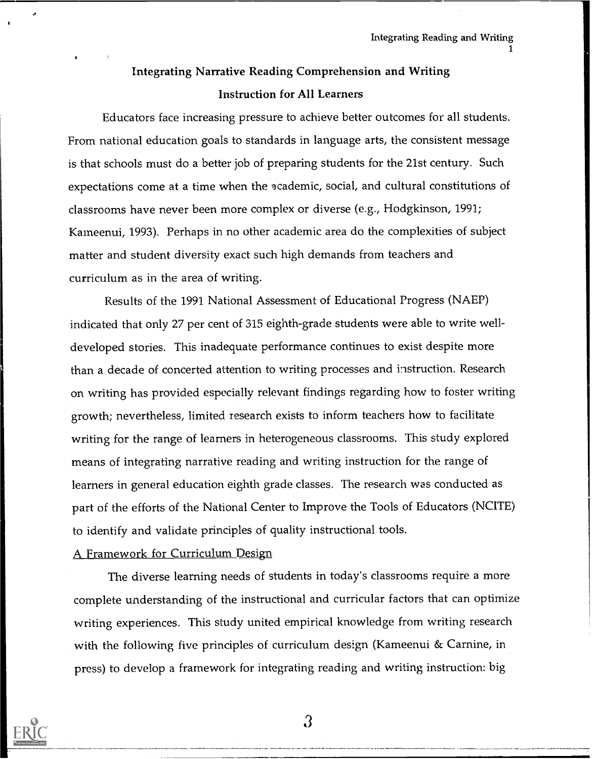## Integrating Narrative Reading Comprehension and Writing Instruction for All Learners

Educators face increasing pressure to achieve better outcomes for all students. From national education goals to standards in language arts, the consistent message is that schools must do a better job of preparing students for the 21st century. Such expectations come at a time when the academic, social, and cultural constitutions of classrooms have never been more complex or diverse (e.g., Hodgkinson, 1991; Kameenui, 1993). Perhaps in no other academic area do the complexities of subject matter and student diversity exact such high demands from teachers and curriculum as in the area of writing.

Results of the 1991 National Assessment of Educational Progress (NAEP) indicated that only 27 per cent of 315 eighth-grade students were able to write well-developed stories. This inadequate performance continues to exist despite more than a decade of concerted attention to writing processes and instruction. Research on writing has provided especially relevant findings regarding how to foster writing growth; nevertheless, limited research exists to inform teachers how to facilitate writing for the range of learners in heterogeneous classrooms. This study explored means of integrating narrative reading and writing instruction for the range of learners in general education eighth grade classes. The research was conducted as part of the efforts of the National Center to Improve the Tools of Educators (NCITE) to identify and validate principles of quality instructional tools.

### A Framework for Curriculum Design

The diverse learning needs of students in today's classrooms require a more complete understanding of the instructional and curricular factors that can optimize writing experiences. This study united empirical knowledge from writing research with the following five principles of curriculum design (Kameenui & Carnine, in press) to develop a framework for integrating reading and writing instruction: big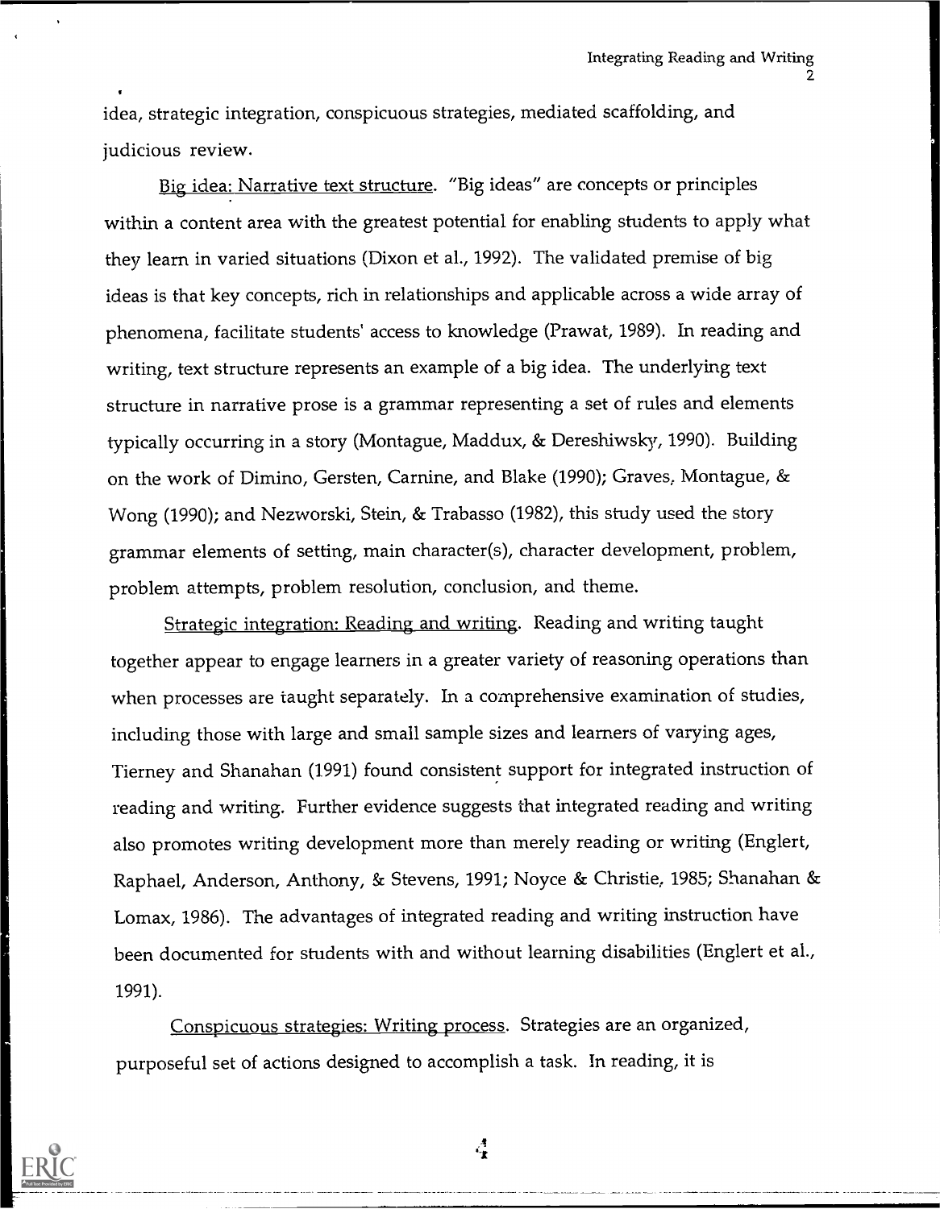idea, strategic integration, conspicuous strategies, mediated scaffolding, and judicious review.

Big idea: Narrative text structure. "Big ideas" are concepts or principles within a content area with the greatest potential for enabling students to apply what they learn in varied situations (Dixon et al., 1992). The validated premise of big ideas is that key concepts, rich in relationships and applicable across a wide array of phenomena, facilitate students' access to knowledge (Prawat, 1989). In reading and writing, text structure represents an example of a big idea. The underlying text structure in narrative prose is a grammar representing a set of rules and elements typically occurring in a story (Montague, Maddux, & Dereshiwsky, 1990). Building on the work of Dimino, Gersten, Carnine, and Blake (1990); Graves, Montague, & Wong (1990); and Nezworski, Stein, & Trabasso (1982), this study used the story grammar elements of setting, main character(s), character development, problem, problem attempts, problem resolution, conclusion, and theme.

Strategic integration: Reading and writing. Reading and writing taught together appear to engage learners in a greater variety of reasoning operations than when processes are taught separately. In a comprehensive examination of studies, including those with large and small sample sizes and learners of varying ages, Tierney and Shanahan (1991) found consistent support for integrated instruction of reading and writing. Further evidence suggests that integrated reading and writing also promotes writing development more than merely reading or writing (Englert, Raphael, Anderson, Anthony, & Stevens, 1991; Noyce & Christie, 1985; Shanahan & Lomax, 1986). The advantages of integrated reading and writing instruction have been documented for students with and without learning disabilities (Englert et al., 1991).

Conspicuous strategies: Writing process. Strategies are an organized, purposeful set of actions designed to accomplish a task. In reading, it is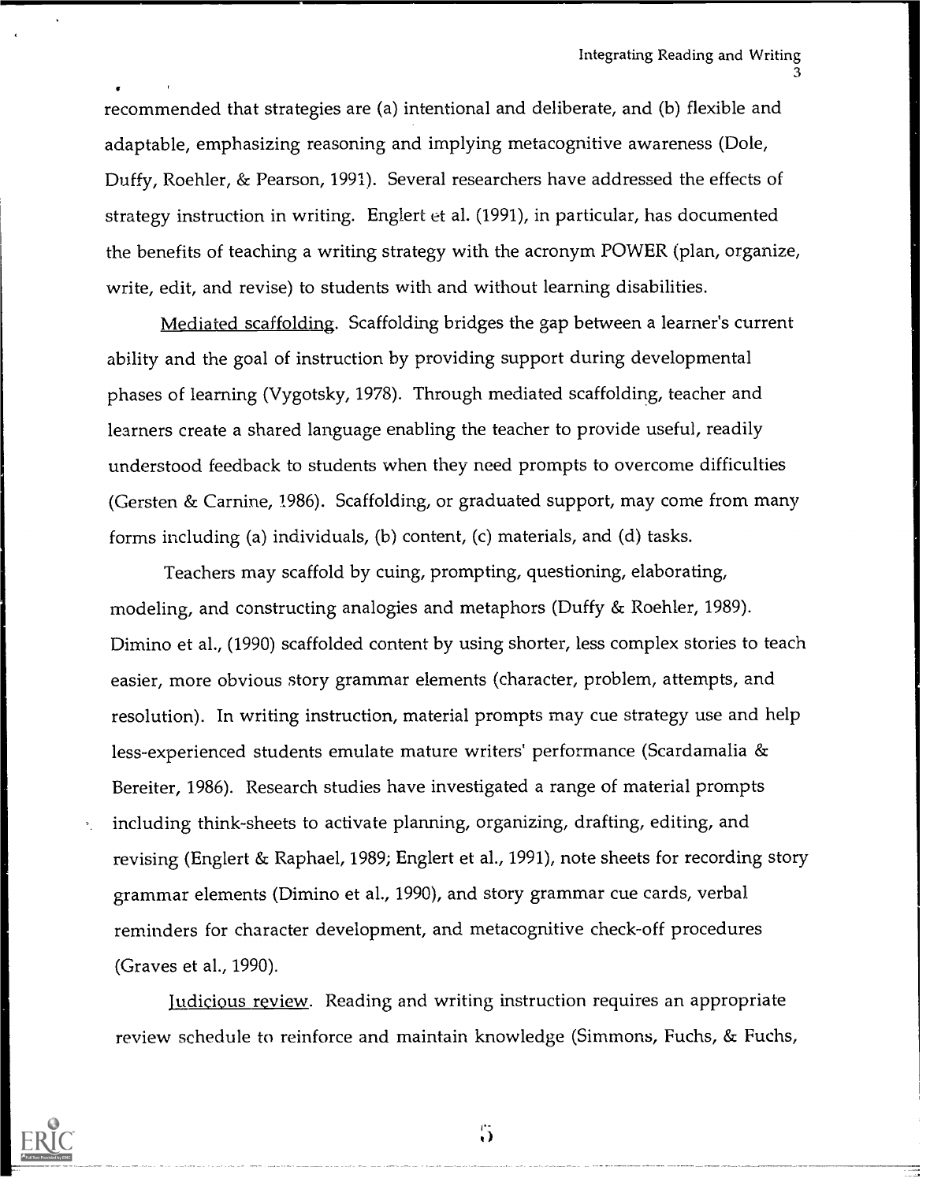recommended that strategies are (a) intentional and deliberate, and (b) flexible and adaptable, emphasizing reasoning and implying metacognitive awareness (Dole, Duffy, Roehler, & Pearson, 1991). Several researchers have addressed the effects of strategy instruction in writing. Englert et al. (1991), in particular, has documented the benefits of teaching a writing strategy with the acronym POWER (plan, organize, write, edit, and revise) to students with and without learning disabilities.

Mediated scaffolding. Scaffolding bridges the gap between a learner's current ability and the goal of instruction by providing support during developmental phases of learning (Vygotsky, 1978). Through mediated scaffolding, teacher and learners create a shared language enabling the teacher to provide useful, readily understood feedback to students when they need prompts to overcome difficulties (Gersten & Carnine, 1986). Scaffolding, or graduated support, may come from many forms including (a) individuals, (b) content, (c) materials, and (d) tasks.

Teachers may scaffold by cuing, prompting, questioning, elaborating, modeling, and constructing analogies and metaphors (Duffy & Roehler, 1989). Dimino et al., (1990) scaffolded content by using shorter, less complex stories to teach easier, more obvious story grammar elements (character, problem, attempts, and resolution). In writing instruction, material prompts may cue strategy use and help less-experienced students emulate mature writers' performance (Scardamalia & Bereiter, 1986). Research studies have investigated a range of material prompts including think-sheets to activate planning, organizing, drafting, editing, and revising (Englert & Raphael, 1989; Englert et al., 1991), note sheets for recording story grammar elements (Dimino et al., 1990), and story grammar cue cards, verbal reminders for character development, and metacognitive check-off procedures (Graves et al., 1990).

Judicious review. Reading and writing instruction requires an appropriate review schedule to reinforce and maintain knowledge (Simmons, Fuchs, & Fuchs,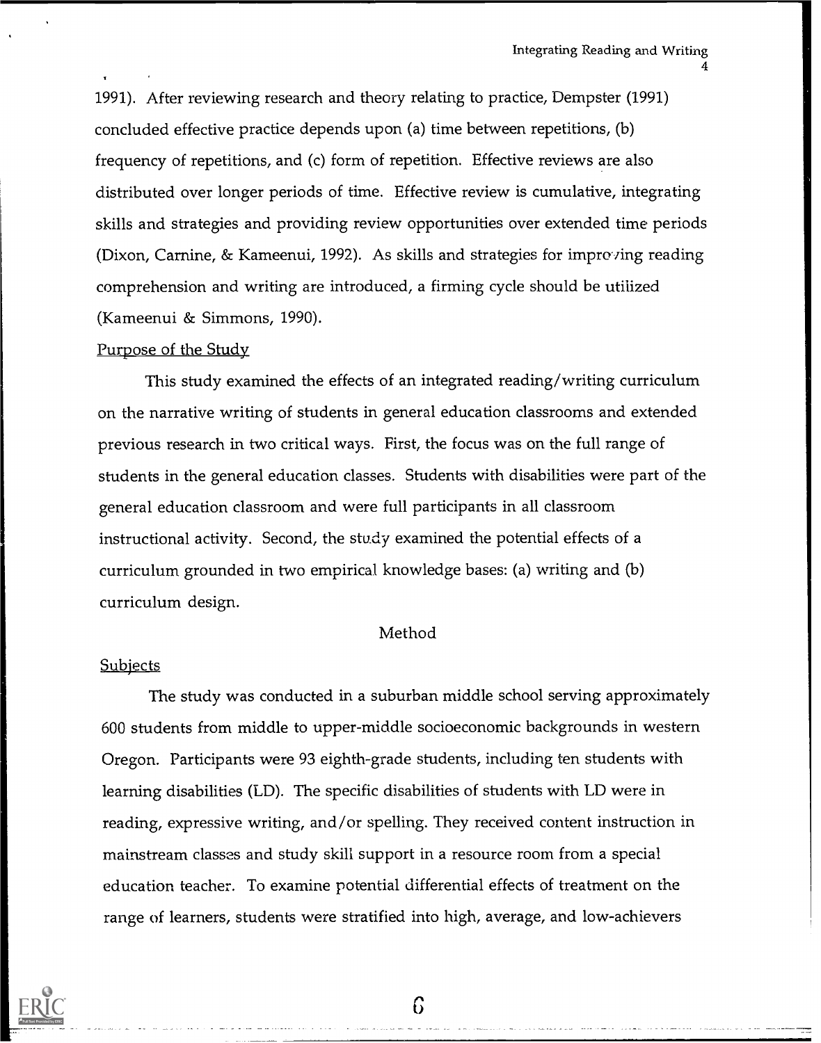1991). After reviewing research and theory relating to practice, Dempster (1991) concluded effective practice depends upon (a) time between repetitions, (b) frequency of repetitions, and (c) form of repetition. Effective reviews are also distributed over longer periods of time. Effective review is cumulative, integrating skills and strategies and providing review opportunities over extended time periods (Dixon, Carnine, & Kameenui, 1992). As skills and strategies for improving reading comprehension and writing are introduced, a firming cycle should be utilized (Kameenui & Simmons, 1990).

### Purpose of the Study

This study examined the effects of an integrated reading/writing curriculum on the narrative writing of students in general education classrooms and extended previous research in two critical ways. First, the focus was on the full range of students in the general education classes. Students with disabilities were part of the general education classroom and were full participants in all classroom instructional activity. Second, the study examined the potential effects of a curriculum grounded in two empirical knowledge bases: (a) writing and (b) curriculum design.

## Method

### Subjects

The study was conducted in a suburban middle school serving approximately 600 students from middle to upper-middle socioeconomic backgrounds in western Oregon. Participants were 93 eighth-grade students, including ten students with learning disabilities (LD). The specific disabilities of students with LD were in reading, expressive writing, and/or spelling. They received content instruction in mainstream classes and study skill support in a resource room from a special education teacher. To examine potential differential effects of treatment on the range of learners, students were stratified into high, average, and low-achievers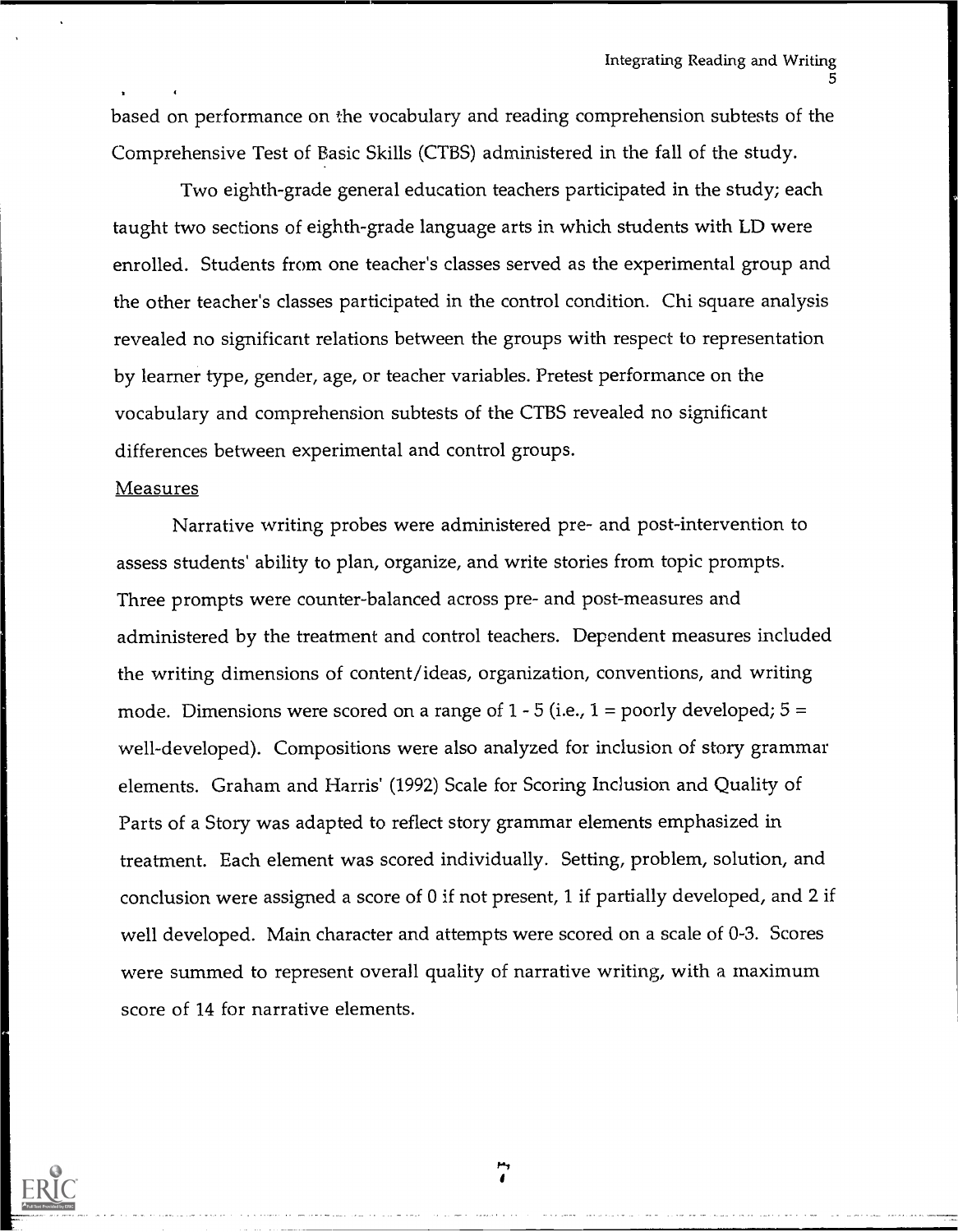based on performance on the vocabulary and reading comprehension subtests of the Comprehensive Test of Basic Skills (CTBS) administered in the fall of the study.

Two eighth-grade general education teachers participated in the study; each taught two sections of eighth-grade language arts in which students with LD were enrolled. Students from one teacher's classes served as the experimental group and the other teacher's classes participated in the control condition. Chi square analysis revealed no significant relations between the groups with respect to representation by learner type, gender, age, or teacher variables. Pretest performance on the vocabulary and comprehension subtests of the CTBS revealed no significant differences between experimental and control groups.

Measures

Narrative writing probes were administered pre- and post-intervention to assess students' ability to plan, organize, and write stories from topic prompts. Three prompts were counter-balanced across pre- and post-measures and administered by the treatment and control teachers. Dependent measures included the writing dimensions of content/ideas, organization, conventions, and writing mode. Dimensions were scored on a range of 1 - 5 (i.e., 1 = poorly developed; 5 = well-developed). Compositions were also analyzed for inclusion of story grammar elements. Graham and Harris' (1992) Scale for Scoring Inclusion and Quality of Parts of a Story was adapted to reflect story grammar elements emphasized in treatment. Each element was scored individually. Setting, problem, solution, and conclusion were assigned a score of 0 if not present, 1 if partially developed, and 2 if well developed. Main character and attempts were scored on a scale of 0-3. Scores were summed to represent overall quality of narrative writing, with a maximum score of 14 for narrative elements.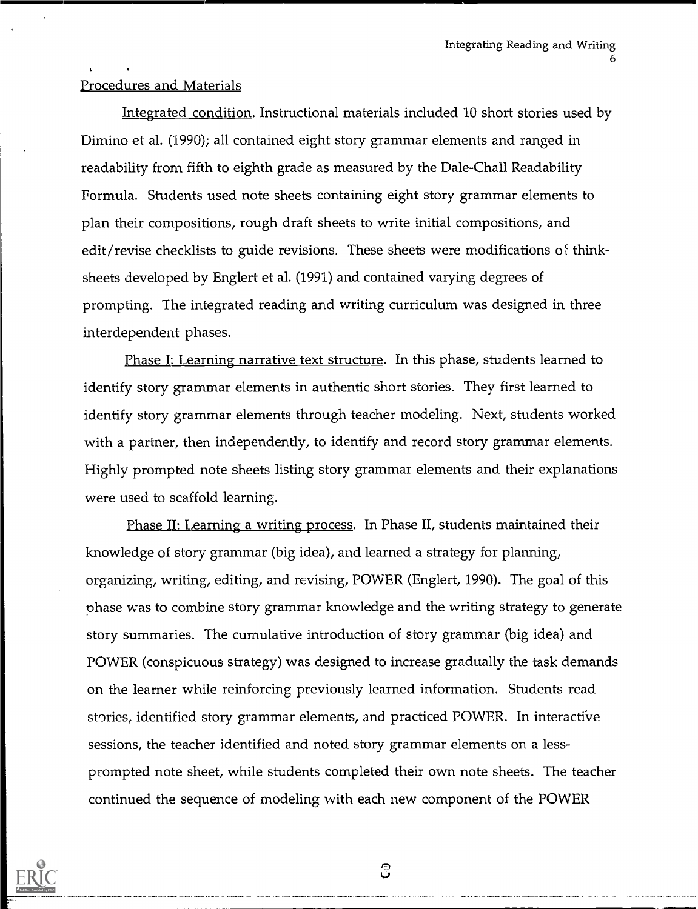## Procedures and Materials

Integrated condition. Instructional materials included 10 short stories used by Dimino et al. (1990); all contained eight story grammar elements and ranged in readability from fifth to eighth grade as measured by the Dale-Chall Readability Formula. Students used note sheets containing eight story grammar elements to plan their compositions, rough draft sheets to write initial compositions, and edit/revise checklists to guide revisions. These sheets were modifications of think-sheets developed by Englert et al. (1991) and contained varying degrees of prompting. The integrated reading and writing curriculum was designed in three interdependent phases.

Phase I: Learning narrative text structure. In this phase, students learned to identify story grammar elements in authentic short stories. They first learned to identify story grammar elements through teacher modeling. Next, students worked with a partner, then independently, to identify and record story grammar elements. Highly prompted note sheets listing story grammar elements and their explanations were used to scaffold learning.

Phase II: Learning a writing process. In Phase II, students maintained their knowledge of story grammar (big idea), and learned a strategy for planning, organizing, writing, editing, and revising, POWER (Englert, 1990). The goal of this phase was to combine story grammar knowledge and the writing strategy to generate story summaries. The cumulative introduction of story grammar (big idea) and POWER (conspicuous strategy) was designed to increase gradually the task demands on the learner while reinforcing previously learned information. Students read stories, identified story grammar elements, and practiced POWER. In interactive sessions, the teacher identified and noted story grammar elements on a less-prompted note sheet, while students completed their own note sheets. The teacher continued the sequence of modeling with each new component of the POWER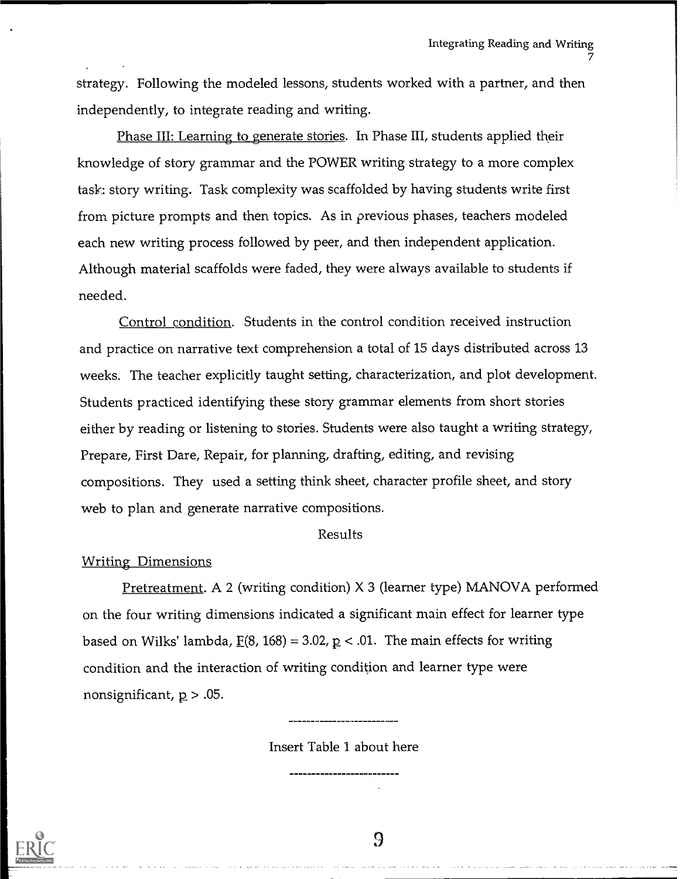strategy. Following the modeled lessons, students worked with a partner, and then independently, to integrate reading and writing.

Phase III: Learning to generate stories. In Phase III, students applied their knowledge of story grammar and the POWER writing strategy to a more complex task: story writing. Task complexity was scaffolded by having students write first from picture prompts and then topics. As in previous phases, teachers modeled each new writing process followed by peer, and then independent application. Although material scaffolds were faded, they were always available to students if needed.

Control condition. Students in the control condition received instruction and practice on narrative text comprehension a total of 15 days distributed across 13 weeks. The teacher explicitly taught setting, characterization, and plot development. Students practiced identifying these story grammar elements from short stories either by reading or listening to stories. Students were also taught a writing strategy, Prepare, First Dare, Repair, for planning, drafting, editing, and revising compositions. They used a setting think sheet, character profile sheet, and story web to plan and generate narrative compositions.

## Results

### Writing Dimensions

Pretreatment. A 2 (writing condition) X 3 (learner type) MANOVA performed on the four writing dimensions indicated a significant main effect for learner type based on Wilks' lambda, $F(8, 168) = 3.02$, $p < .01$. The main effects for writing condition and the interaction of writing condition and learner type were nonsignificant, $p > .05$.

---

Insert Table 1 about here

---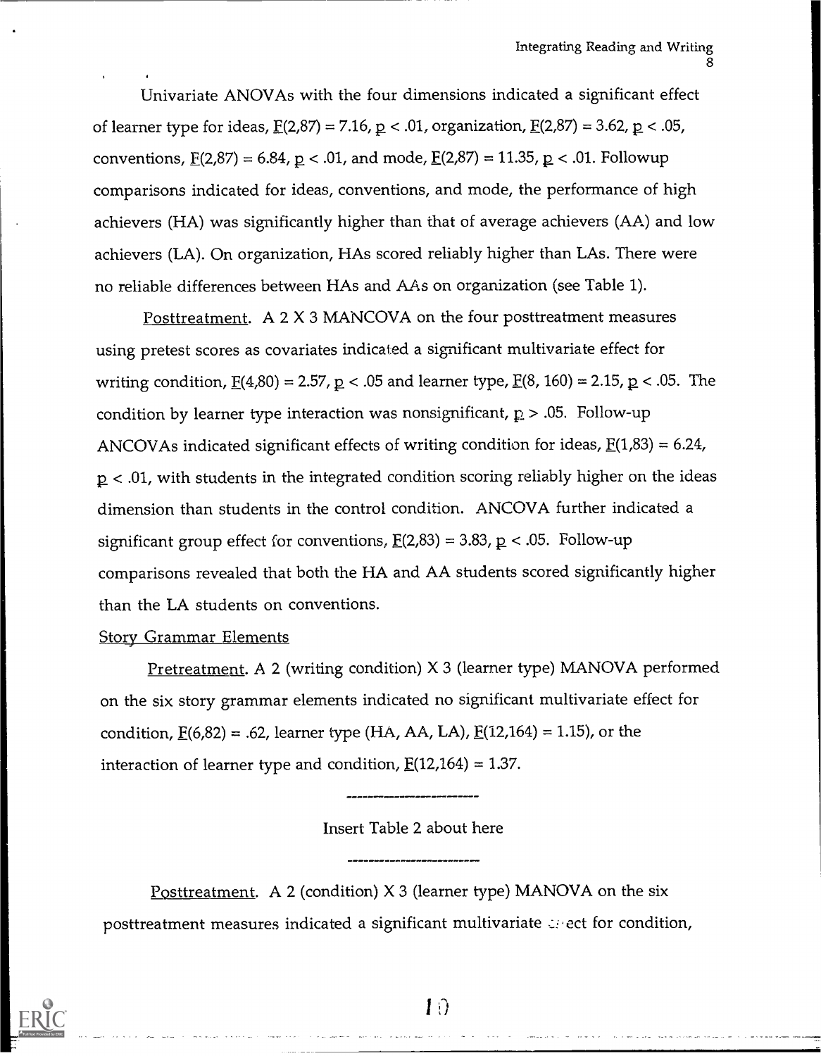Univariate ANOVAs with the four dimensions indicated a significant effect of learner type for ideas, $F(2,87) = 7.16$, $p < .01$, organization, $F(2,87) = 3.62$, $p < .05$, conventions, $F(2,87) = 6.84$, $p < .01$, and mode, $F(2,87) = 11.35$, $p < .01$. Followup comparisons indicated for ideas, conventions, and mode, the performance of high achievers (HA) was significantly higher than that of average achievers (AA) and low achievers (LA). On organization, HAs scored reliably higher than LAs. There were no reliable differences between HAs and AAs on organization (see Table 1).

Posttreatment. A 2 X 3 MANCOVA on the four posttreatment measures using pretest scores as covariates indicated a significant multivariate effect for writing condition, $F(4,80) = 2.57$, $p < .05$ and learner type, $F(8, 160) = 2.15$, $p < .05$. The condition by learner type interaction was nonsignificant, $p > .05$. Follow-up ANCOVAs indicated significant effects of writing condition for ideas, $F(1,83) = 6.24$, $p < .01$, with students in the integrated condition scoring reliably higher on the ideas dimension than students in the control condition. ANCOVA further indicated a significant group effect for conventions, $F(2,83) = 3.83$, $p < .05$. Follow-up comparisons revealed that both the HA and AA students scored significantly higher than the LA students on conventions.

Story Grammar Elements

Pretreatment. A 2 (writing condition) X 3 (learner type) MANOVA performed on the six story grammar elements indicated no significant multivariate effect for condition, $F(6,82) = .62$, learner type (HA, AA, LA), $F(12,164) = 1.15$), or the interaction of learner type and condition, $F(12,164) = 1.37$.

Insert Table 2 about here

Posttreatment. A 2 (condition) X 3 (learner type) MANOVA on the six posttreatment measures indicated a significant multivariate effect for condition,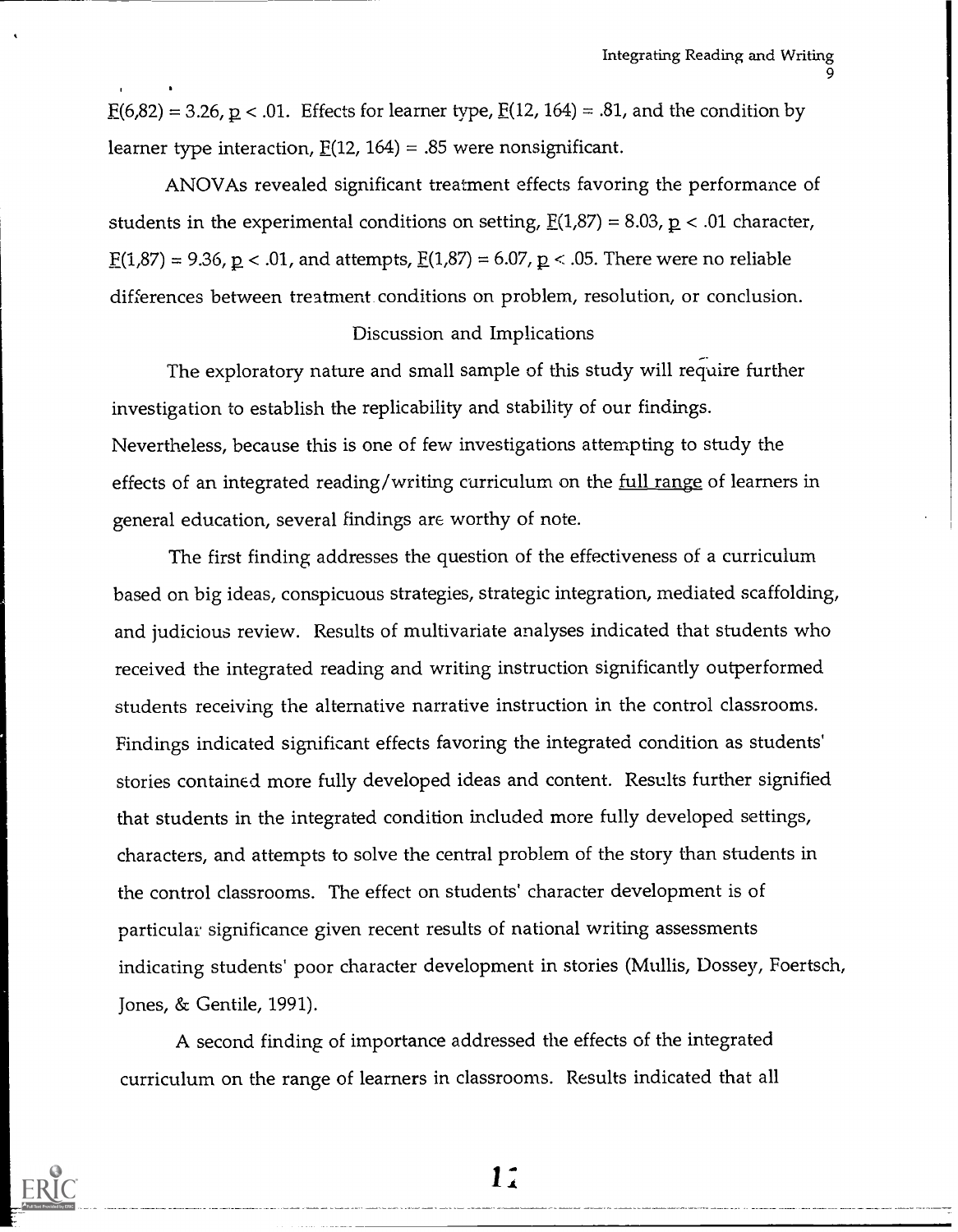$F(6,82) = 3.26$, $p < .01$. Effects for learner type, $F(12, 164) = .81$, and the condition by learner type interaction, $F(12, 164) = .85$ were nonsignificant.

ANOVAs revealed significant treatment effects favoring the performance of students in the experimental conditions on setting, $F(1,87) = 8.03$, $p < .01$ character, $F(1,87) = 9.36$, $p < .01$, and attempts, $F(1,87) = 6.07$, $p < .05$. There were no reliable differences between treatment conditions on problem, resolution, or conclusion.

## Discussion and Implications

The exploratory nature and small sample of this study will require further investigation to establish the replicability and stability of our findings. Nevertheless, because this is one of few investigations attempting to study the effects of an integrated reading/writing curriculum on the full range of learners in general education, several findings are worthy of note.

The first finding addresses the question of the effectiveness of a curriculum based on big ideas, conspicuous strategies, strategic integration, mediated scaffolding, and judicious review. Results of multivariate analyses indicated that students who received the integrated reading and writing instruction significantly outperformed students receiving the alternative narrative instruction in the control classrooms. Findings indicated significant effects favoring the integrated condition as students' stories contained more fully developed ideas and content. Results further signified that students in the integrated condition included more fully developed settings, characters, and attempts to solve the central problem of the story than students in the control classrooms. The effect on students' character development is of particular significance given recent results of national writing assessments indicating students' poor character development in stories (Mullis, Dossey, Foertsch, Jones, & Gentile, 1991).

A second finding of importance addressed the effects of the integrated curriculum on the range of learners in classrooms. Results indicated that all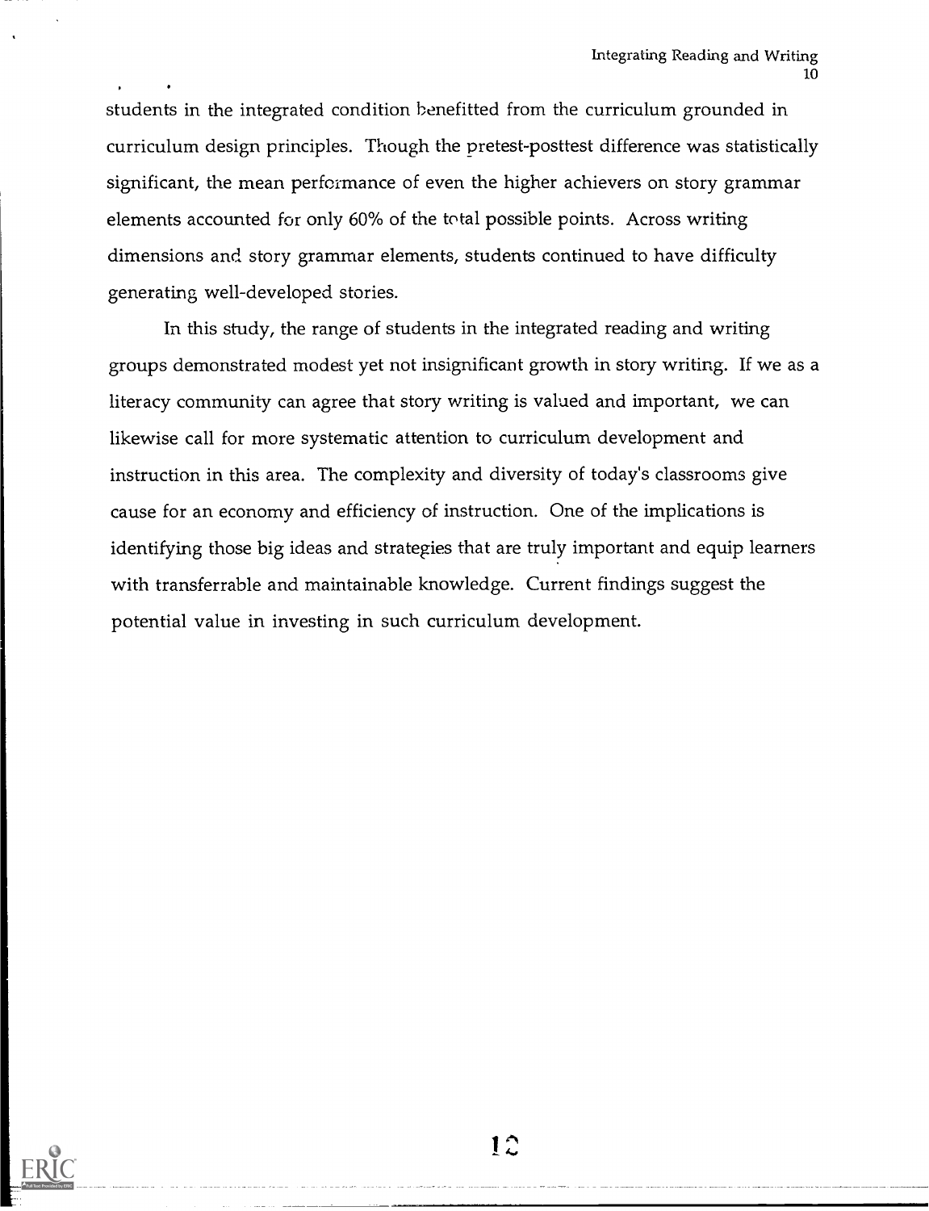students in the integrated condition benefitted from the curriculum grounded in curriculum design principles. Though the pretest-posttest difference was statistically significant, the mean performance of even the higher achievers on story grammar elements accounted for only 60% of the total possible points. Across writing dimensions and story grammar elements, students continued to have difficulty generating well-developed stories.

In this study, the range of students in the integrated reading and writing groups demonstrated modest yet not insignificant growth in story writing. If we as a literacy community can agree that story writing is valued and important, we can likewise call for more systematic attention to curriculum development and instruction in this area. The complexity and diversity of today's classrooms give cause for an economy and efficiency of instruction. One of the implications is identifying those big ideas and strategies that are truly important and equip learners with transferrable and maintainable knowledge. Current findings suggest the potential value in investing in such curriculum development.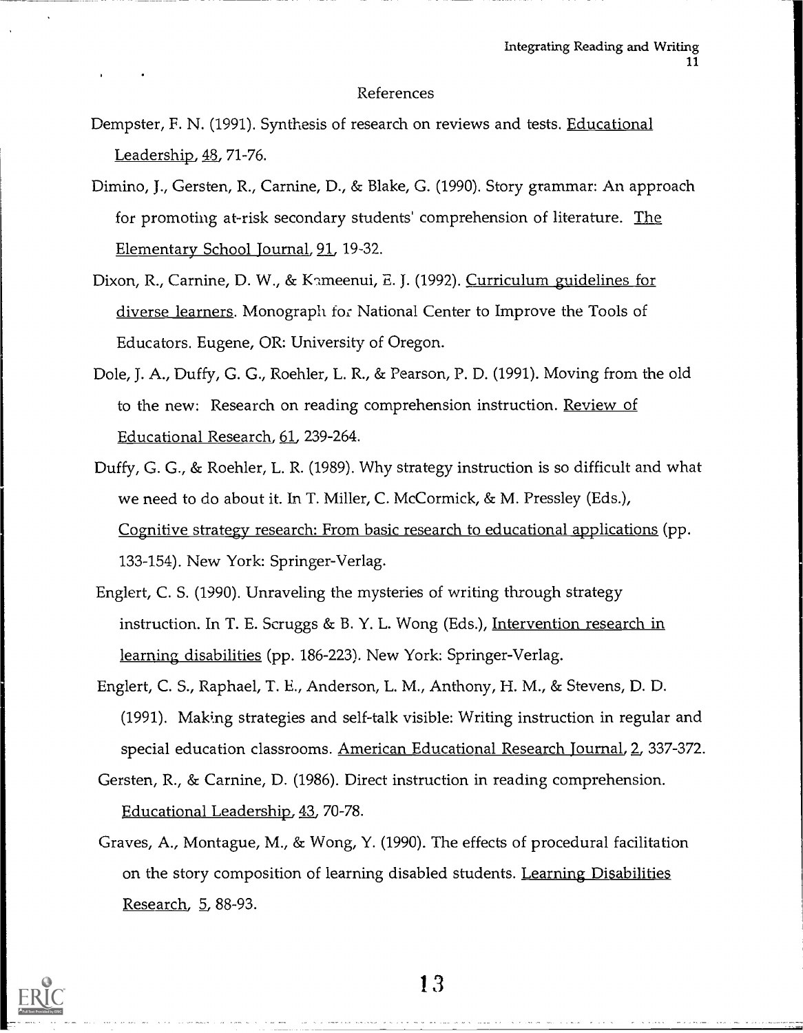## References

Dempster, F. N. (1991). Synthesis of research on reviews and tests. Educational Leadership, 48, 71-76.

Dimino, J., Gersten, R., Carnine, D., & Blake, G. (1990). Story grammar: An approach for promoting at-risk secondary students' comprehension of literature. The Elementary School Journal, 91, 19-32.

Dixon, R., Carnine, D. W., & Kameenui, E. J. (1992). Curriculum guidelines for diverse learners. Monograph for National Center to Improve the Tools of Educators. Eugene, OR: University of Oregon.

Dole, J. A., Duffy, G. G., Roehler, L. R., & Pearson, P. D. (1991). Moving from the old to the new: Research on reading comprehension instruction. Review of Educational Research, 61, 239-264.

Duffy, G. G., & Roehler, L. R. (1989). Why strategy instruction is so difficult and what we need to do about it. In T. Miller, C. McCormick, & M. Pressley (Eds.), Cognitive strategy research: From basic research to educational applications (pp. 133-154). New York: Springer-Verlag.

Englert, C. S. (1990). Unraveling the mysteries of writing through strategy instruction. In T. E. Scruggs & B. Y. L. Wong (Eds.), Intervention research in learning disabilities (pp. 186-223). New York: Springer-Verlag.

Englert, C. S., Raphael, T. E., Anderson, L. M., Anthony, H. M., & Stevens, D. D. (1991). Making strategies and self-talk visible: Writing instruction in regular and special education classrooms. American Educational Research Journal, 2, 337-372.

Gersten, R., & Carnine, D. (1986). Direct instruction in reading comprehension. Educational Leadership, 43, 70-78.

Graves, A., Montague, M., & Wong, Y. (1990). The effects of procedural facilitation on the story composition of learning disabled students. Learning Disabilities Research, 5, 88-93.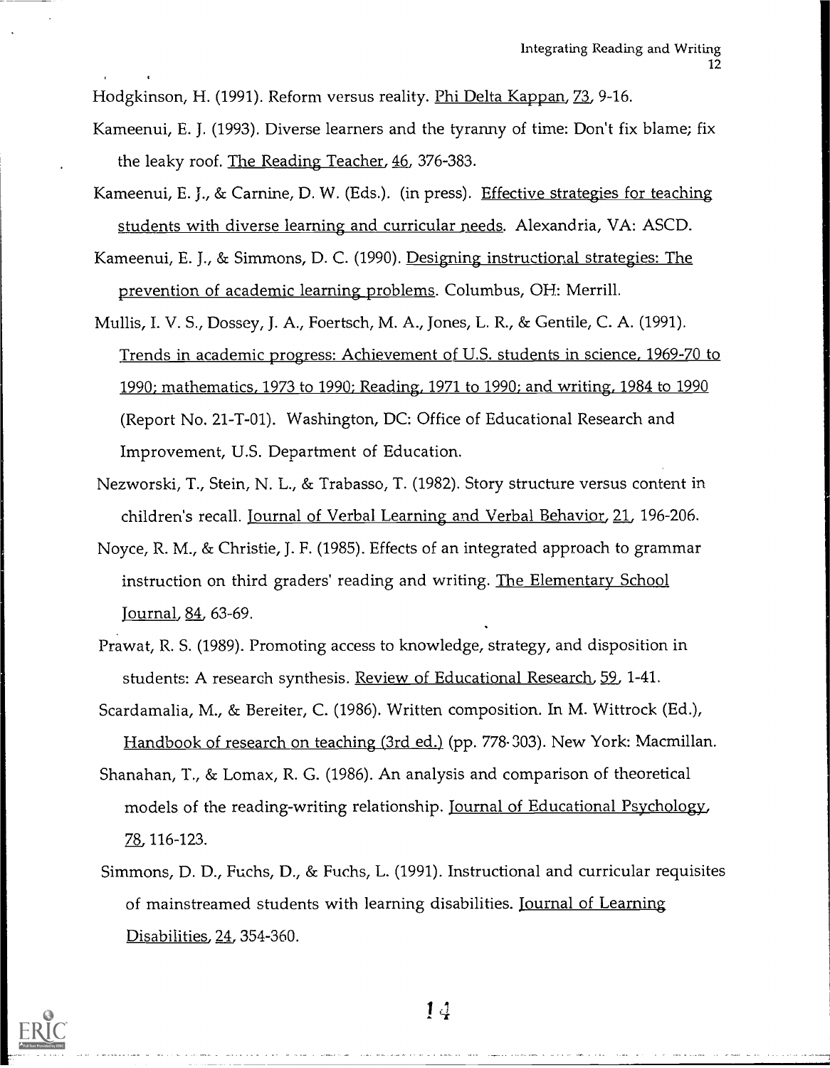Hodgkinson, H. (1991). Reform versus reality. Phi Delta Kappan, 73, 9-16.

Kameenui, E. J. (1993). Diverse learners and the tyranny of time: Don't fix blame; fix the leaky roof. The Reading Teacher, 46, 376-383.

Kameenui, E. J., & Carnine, D. W. (Eds.). (in press). Effective strategies for teaching students with diverse learning and curricular needs. Alexandria, VA: ASCD.

Kameenui, E. J., & Simmons, D. C. (1990). Designing instructional strategies: The prevention of academic learning problems. Columbus, OH: Merrill.

Mullis, I. V. S., Dossey, J. A., Foertsch, M. A., Jones, L. R., & Gentile, C. A. (1991). Trends in academic progress: Achievement of U.S. students in science, 1969-70 to 1990; mathematics, 1973 to 1990; Reading, 1971 to 1990; and writing, 1984 to 1990 (Report No. 21-T-01). Washington, DC: Office of Educational Research and Improvement, U.S. Department of Education.

Nezworski, T., Stein, N. L., & Trabasso, T. (1982). Story structure versus content in children's recall. Journal of Verbal Learning and Verbal Behavior, 21, 196-206.

Noyce, R. M., & Christie, J. F. (1985). Effects of an integrated approach to grammar instruction on third graders' reading and writing. The Elementary School Journal, 84, 63-69.

Prawat, R. S. (1989). Promoting access to knowledge, strategy, and disposition in students: A research synthesis. Review of Educational Research, 59, 1-41.

Scardamalia, M., & Bereiter, C. (1986). Written composition. In M. Wittrock (Ed.), Handbook of research on teaching (3rd ed.) (pp. 778-303). New York: Macmillan.

Shanahan, T., & Lomax, R. G. (1986). An analysis and comparison of theoretical models of the reading-writing relationship. Journal of Educational Psychology, 78, 116-123.

Simmons, D. D., Fuchs, D., & Fuchs, L. (1991). Instructional and curricular requisites of mainstreamed students with learning disabilities. Journal of Learning Disabilities, 24, 354-360.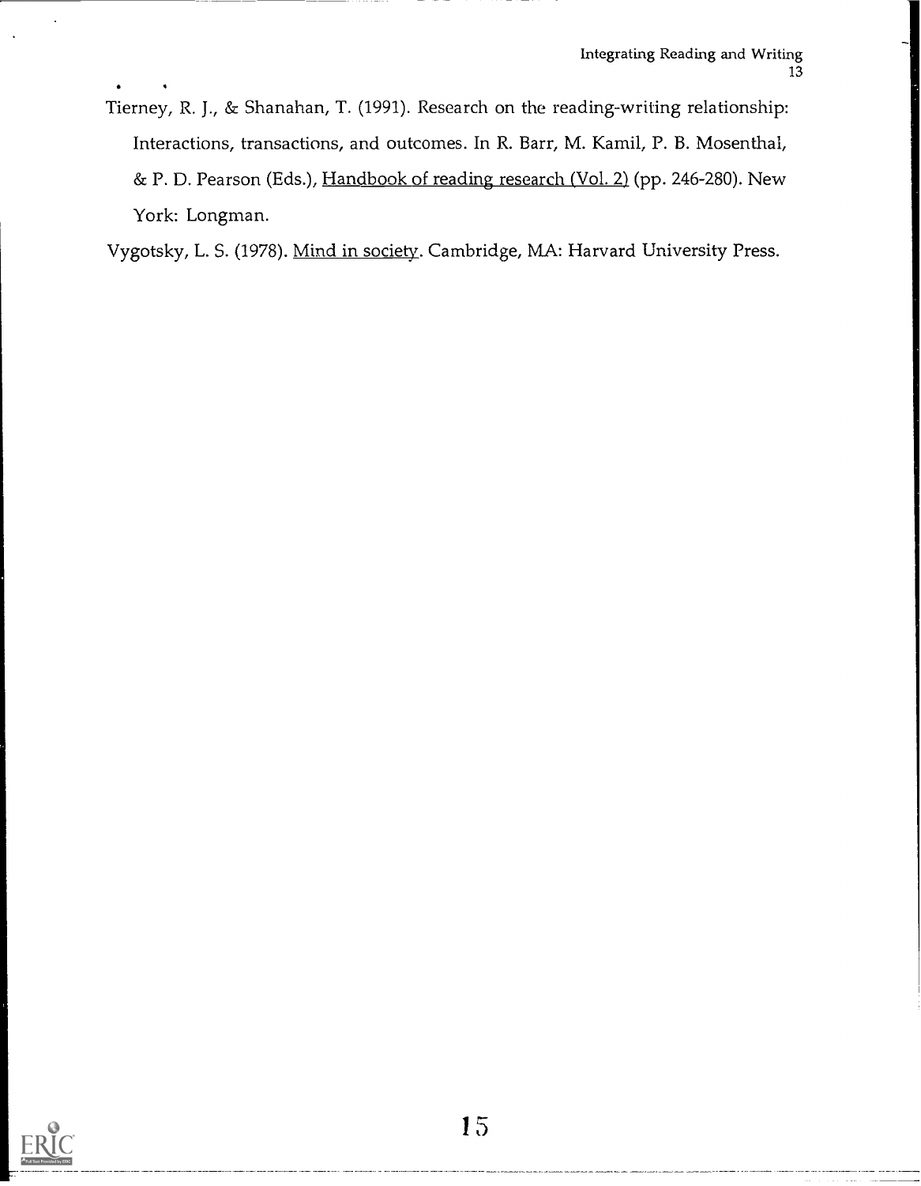Tierney, R. J., & Shanahan, T. (1991). Research on the reading-writing relationship: Interactions, transactions, and outcomes. In R. Barr, M. Kamil, P. B. Mosenthal, & P. D. Pearson (Eds.), Handbook of reading research (Vol. 2) (pp. 246-280). New York: Longman.

Vygotsky, L. S. (1978). Mind in society. Cambridge, MA: Harvard University Press.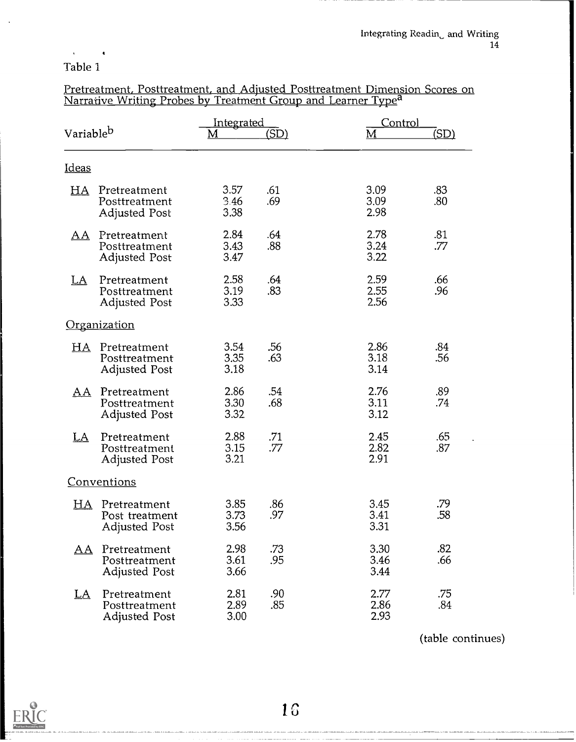Table 1

Pretreatment, Posttreatment, and Adjusted Posttreatment Dimension Scores on Narrative Writing Probes by Treatment Group and Learner Type[a]

| Variable[b] | | Integrated | | Control | |
|---|---|---|---|---|---|
| | | M | (SD) | M | (SD) |
| **Ideas** | | | | | |
| HA | Pretreatment | 3.57 | .61 | 3.09 | .83 |
| | Posttreatment | 3.46 | .69 | 3.09 | .80 |
| | Adjusted Post | 3.38 | | 2.98 | |
| AA | Pretreatment | 2.84 | .64 | 2.78 | .81 |
| | Posttreatment | 3.43 | .88 | 3.24 | .77 |
| | Adjusted Post | 3.47 | | 3.22 | |
| LA | Pretreatment | 2.58 | .64 | 2.59 | .66 |
| | Posttreatment | 3.19 | .83 | 2.55 | .96 |
| | Adjusted Post | 3.33 | | 2.56 | |
| **Organization** | | | | | |
| HA | Pretreatment | 3.54 | .56 | 2.86 | .84 |
| | Posttreatment | 3.35 | .63 | 3.18 | .56 |
| | Adjusted Post | 3.18 | | 3.14 | |
| AA | Pretreatment | 2.86 | .54 | 2.76 | .89 |
| | Posttreatment | 3.30 | .68 | 3.11 | .74 |
| | Adjusted Post | 3.32 | | 3.12 | |
| LA | Pretreatment | 2.88 | .71 | 2.45 | .65 |
| | Posttreatment | 3.15 | .77 | 2.82 | .87 |
| | Adjusted Post | 3.21 | | 2.91 | |
| **Conventions** | | | | | |
| HA | Pretreatment | 3.85 | .86 | 3.45 | .79 |
| | Post treatment | 3.73 | .97 | 3.41 | .58 |
| | Adjusted Post | 3.56 | | 3.31 | |
| AA | Pretreatment | 2.98 | .73 | 3.30 | .82 |
| | Posttreatment | 3.61 | .95 | 3.46 | .66 |
| | Adjusted Post | 3.66 | | 3.44 | |
| LA | Pretreatment | 2.81 | .90 | 2.77 | .75 |
| | Posttreatment | 2.89 | .85 | 2.86 | .84 |
| | Adjusted Post | 3.00 | | 2.93 | |

(table continues)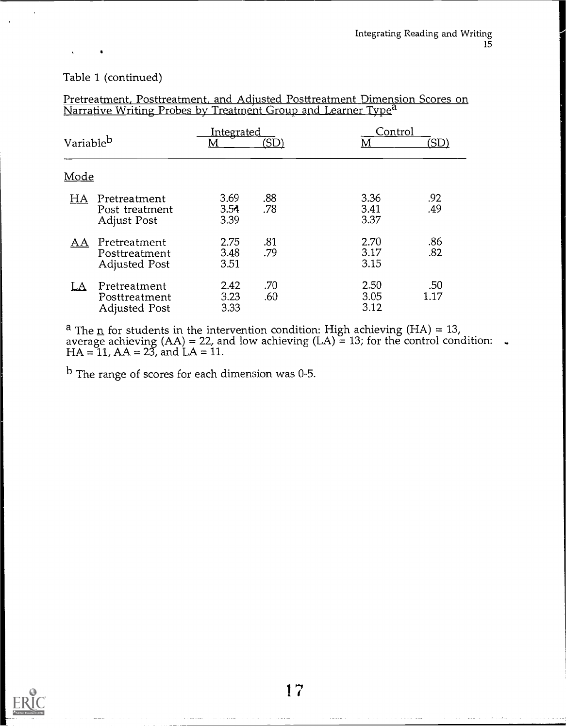Table 1 (continued)

Pretreatment, Posttreatment, and Adjusted Posttreatment Dimension Scores on Narrative Writing Probes by Treatment Group and Learner Type[a]

| Variable[b] | | Integrated M | Integrated (SD) | Control M | Control (SD) |
|---|---|---|---|---|---|
| Mode | | | | | |
| HA | Pretreatment | 3.69 | .88 | 3.36 | .92 |
| | Post treatment | 3.54 | .78 | 3.41 | .49 |
| | Adjust Post | 3.39 | | 3.37 | |
| AA | Pretreatment | 2.75 | .81 | 2.70 | .86 |
| | Posttreatment | 3.48 | .79 | 3.17 | .82 |
| | Adjusted Post | 3.51 | | 3.15 | |
| LA | Pretreatment | 2.42 | .70 | 2.50 | .50 |
| | Posttreatment | 3.23 | .60 | 3.05 | 1.17 |
| | Adjusted Post | 3.33 | | 3.12 | |

[a] The n for students in the intervention condition: High achieving (HA) = 13, average achieving (AA) = 22, and low achieving (LA) = 13; for the control condition: HA = 11, AA = 23, and LA = 11.

[b] The range of scores for each dimension was 0-5.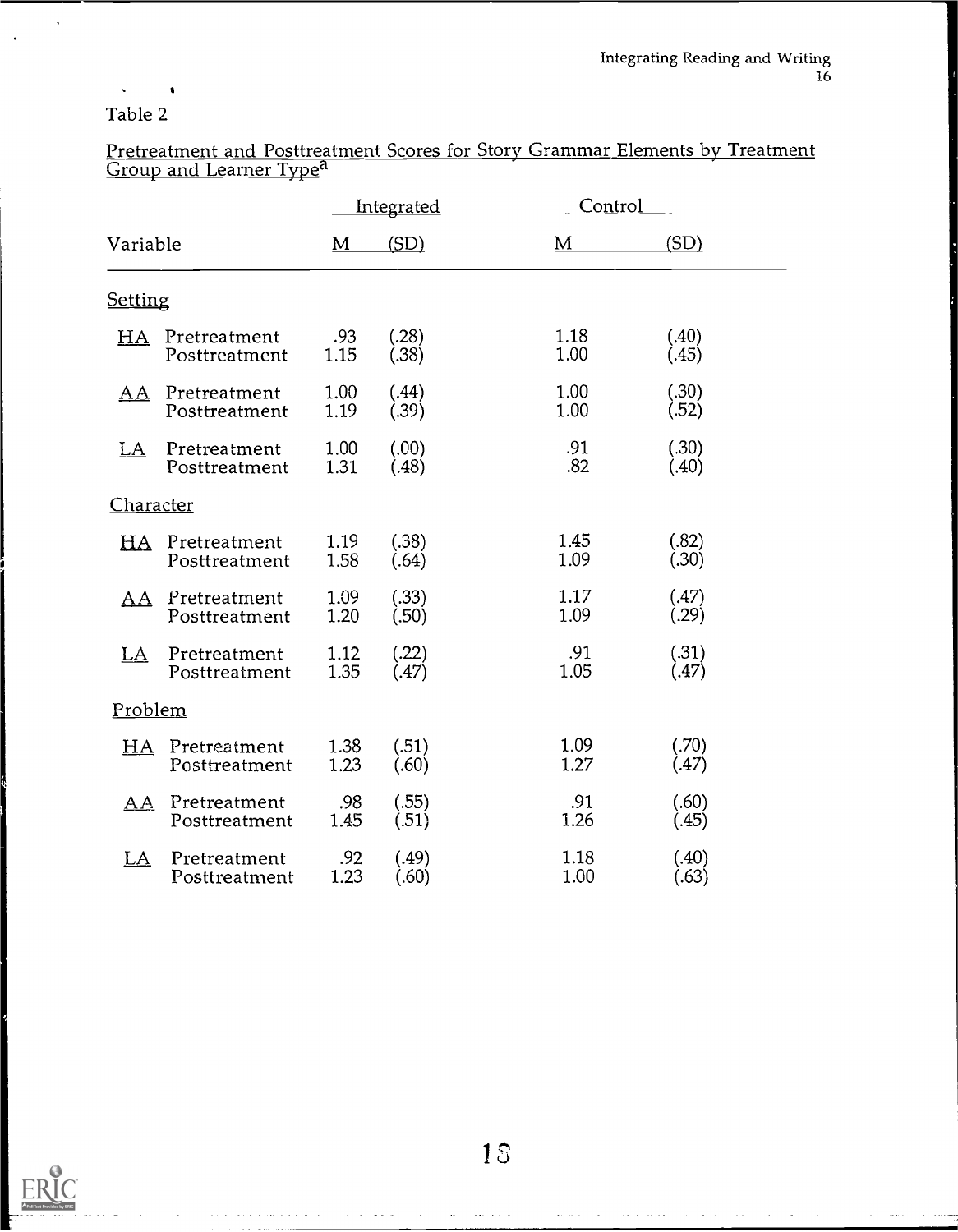Table 2

Pretreatment and Posttreatment Scores for Story Grammar Elements by Treatment Group and Learner Type[a]

| Variable | | Integrated M | Integrated (SD) | Control M | Control (SD) |
|---|---|---|---|---|---|
| **Setting** | | | | | |
| HA | Pretreatment | .93 | (.28) | 1.18 | (.40) |
| | Posttreatment | 1.15 | (.38) | 1.00 | (.45) |
| AA | Pretreatment | 1.00 | (.44) | 1.00 | (.30) |
| | Posttreatment | 1.19 | (.39) | 1.00 | (.52) |
| LA | Pretreatment | 1.00 | (.00) | .91 | (.30) |
| | Posttreatment | 1.31 | (.48) | .82 | (.40) |
| **Character** | | | | | |
| HA | Pretreatment | 1.19 | (.38) | 1.45 | (.82) |
| | Posttreatment | 1.58 | (.64) | 1.09 | (.30) |
| AA | Pretreatment | 1.09 | (.33) | 1.17 | (.47) |
| | Posttreatment | 1.20 | (.50) | 1.09 | (.29) |
| LA | Pretreatment | 1.12 | (.22) | .91 | (.31) |
| | Posttreatment | 1.35 | (.47) | 1.05 | (.47) |
| **Problem** | | | | | |
| HA | Pretreatment | 1.38 | (.51) | 1.09 | (.70) |
| | Posttreatment | 1.23 | (.60) | 1.27 | (.47) |
| AA | Pretreatment | .98 | (.55) | .91 | (.60) |
| | Posttreatment | 1.45 | (.51) | 1.26 | (.45) |
| LA | Pretreatment | .92 | (.49) | 1.18 | (.40) |
| | Posttreatment | 1.23 | (.60) | 1.00 | (.63) |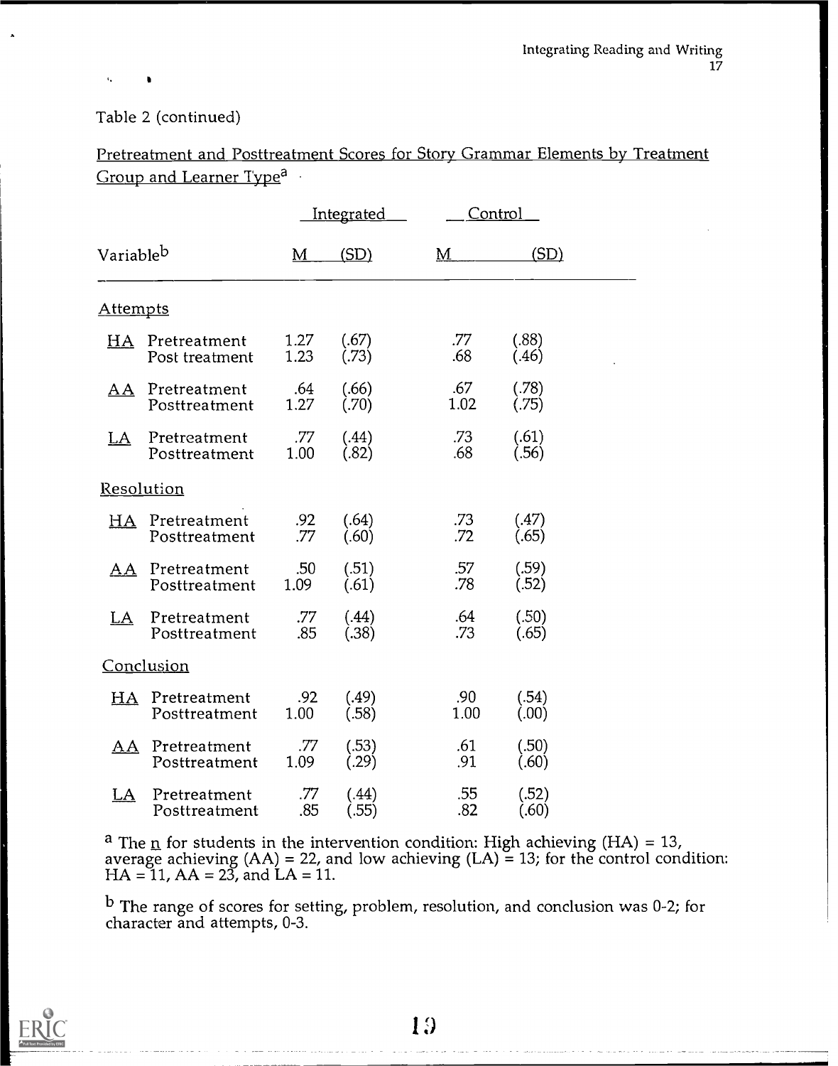Table 2 (continued)

Pretreatment and Posttreatment Scores for Story Grammar Elements by Treatment Group and Learner Type[a]

| Variable[b] | | Integrated | | Control | |
|---|---|---|---|---|---|
| | | M | (SD) | M | (SD) |
| Attempts | | | | | |
| HA | Pretreatment | 1.27 | (.67) | .77 | (.88) |
| | Post treatment | 1.23 | (.73) | .68 | (.46) |
| AA | Pretreatment | .64 | (.66) | .67 | (.78) |
| | Posttreatment | 1.27 | (.70) | 1.02 | (.75) |
| LA | Pretreatment | .77 | (.44) | .73 | (.61) |
| | Posttreatment | 1.00 | (.82) | .68 | (.56) |
| Resolution | | | | | |
| HA | Pretreatment | .92 | (.64) | .73 | (.47) |
| | Posttreatment | .77 | (.60) | .72 | (.65) |
| AA | Pretreatment | .50 | (.51) | .57 | (.59) |
| | Posttreatment | 1.09 | (.61) | .78 | (.52) |
| LA | Pretreatment | .77 | (.44) | .64 | (.50) |
| | Posttreatment | .85 | (.38) | .73 | (.65) |
| Conclusion | | | | | |
| HA | Pretreatment | .92 | (.49) | .90 | (.54) |
| | Posttreatment | 1.00 | (.58) | 1.00 | (.00) |
| AA | Pretreatment | .77 | (.53) | .61 | (.50) |
| | Posttreatment | 1.09 | (.29) | .91 | (.60) |
| LA | Pretreatment | .77 | (.44) | .55 | (.52) |
| | Posttreatment | .85 | (.55) | .82 | (.60) |

[a] The n for students in the intervention condition: High achieving (HA) = 13, average achieving (AA) = 22, and low achieving (LA) = 13; for the control condition: HA = 11, AA = 23, and LA = 11.

[b] The range of scores for setting, problem, resolution, and conclusion was 0-2; for character and attempts, 0-3.